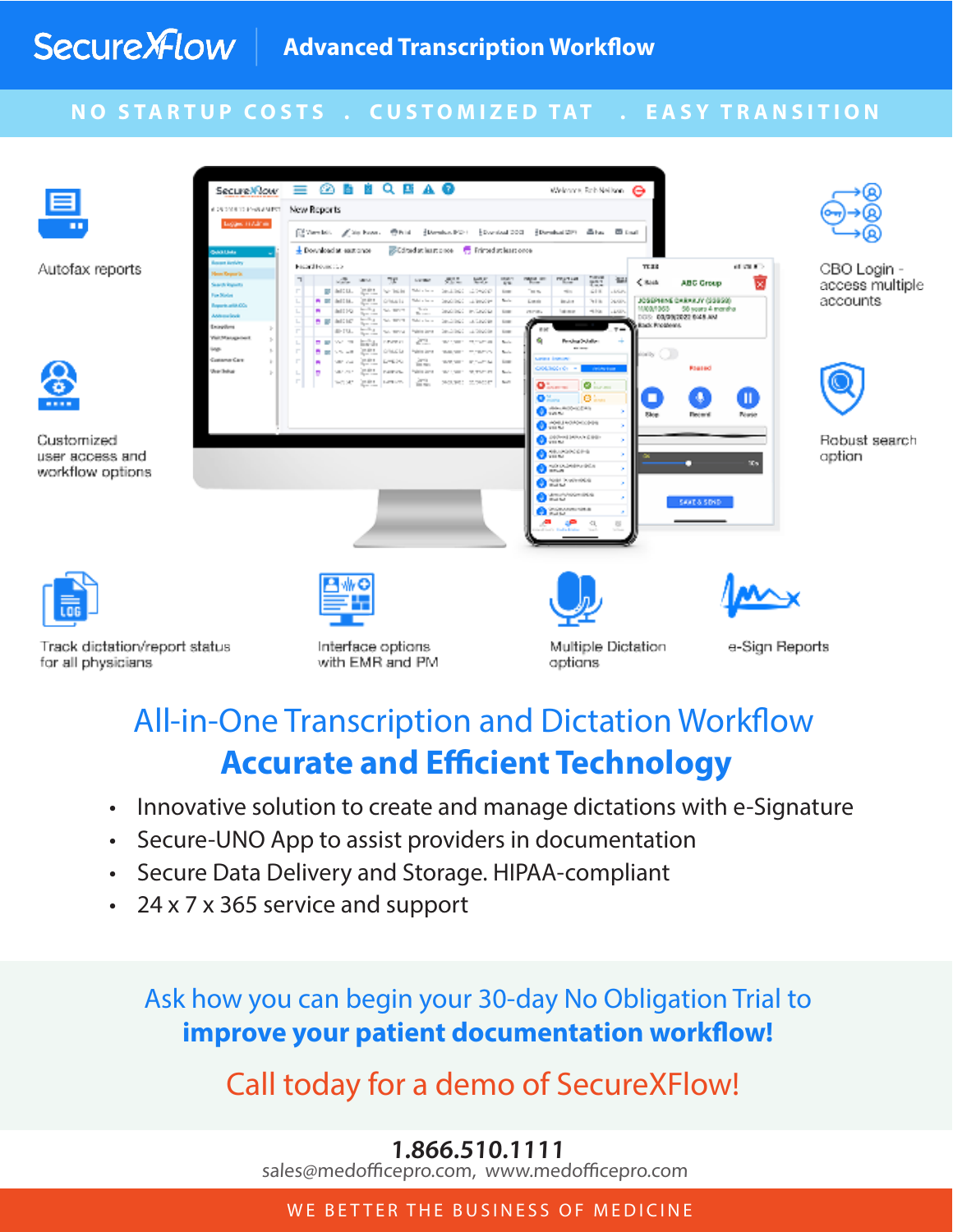# SecureXFlow | Advanced Transcription Workflow

NO STARTUP COSTS . CUSTOMIZED TAT . EASY TRANSITION

Autofax reports

Customized user access and workflow options

CBO Login - access multiple accounts

Robust search option

Track dictation/report status for all physicians

Interface options with EMR and PM

Multiple Dictation options

e-Sign Reports

## All-in-One Transcription and Dictation Workflow

## **Accurate and Efficient Technology**

- Innovative solution to create and manage dictations with e-Signature
- Secure-UNO App to assist providers in documentation
- Secure Data Delivery and Storage. HIPAA-compliant
- 24 x 7 x 365 service and support

Ask how you can begin your 30-day No Obligation Trial to **improve your patient documentation workflow!**

Call today for a demo of SecureXFlow!

**1.866.510.1111**

sales@medofficepro.com, www.medofficepro.com

WE BETTER THE BUSINESS OF MEDICINE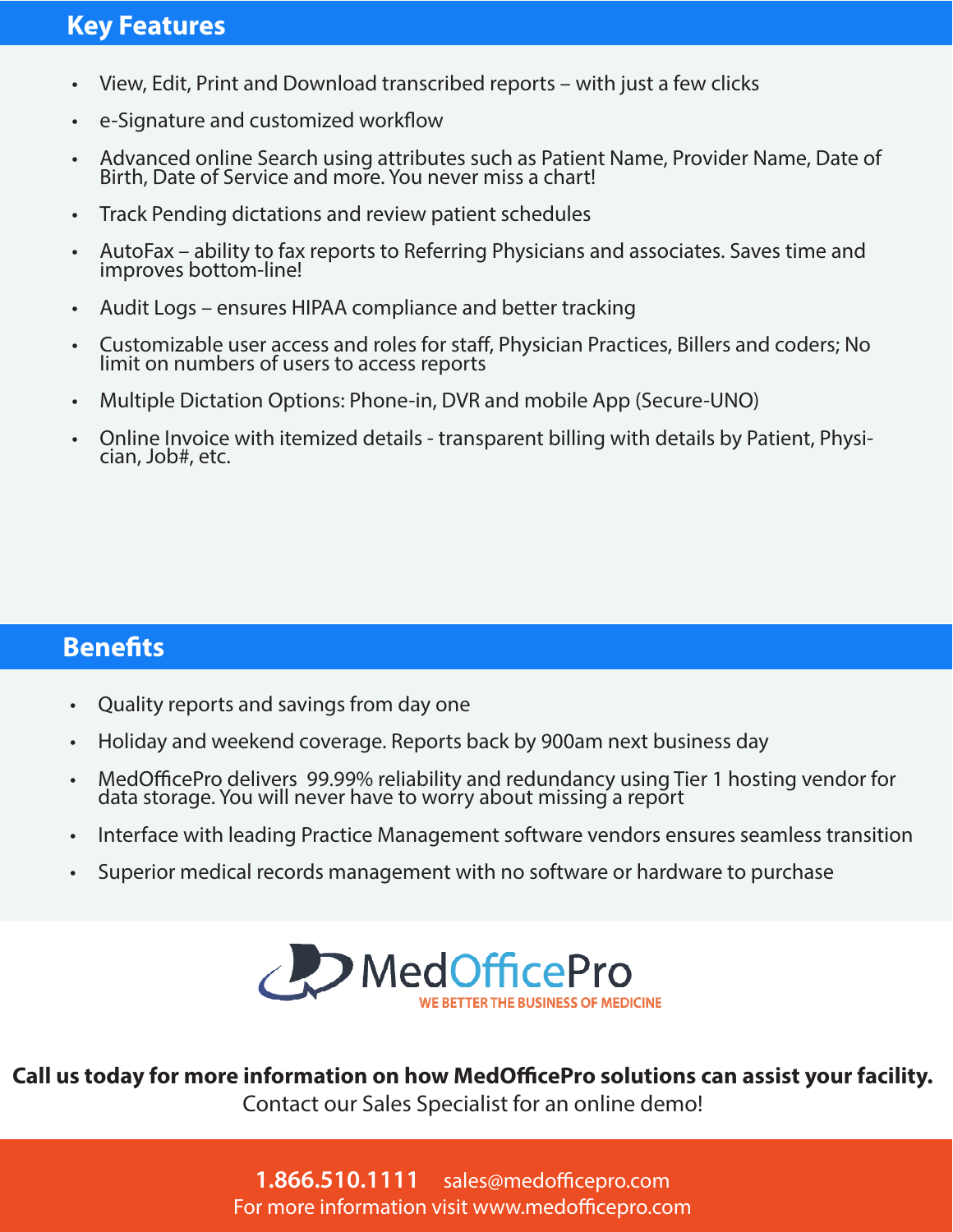## Key Features

- View, Edit, Print and Download transcribed reports – with just a few clicks
- e-Signature and customized workflow
- Advanced online Search using attributes such as Patient Name, Provider Name, Date of Birth, Date of Service and more. You never miss a chart!
- Track Pending dictations and review patient schedules
- AutoFax – ability to fax reports to Referring Physicians and associates. Saves time and improves bottom-line!
- Audit Logs – ensures HIPAA compliance and better tracking
- Customizable user access and roles for staff, Physician Practices, Billers and coders; No limit on numbers of users to access reports
- Multiple Dictation Options: Phone-in, DVR and mobile App (Secure-UNO)
- Online Invoice with itemized details - transparent billing with details by Patient, Physician, Job#, etc.

## Benefits

- Quality reports and savings from day one
- Holiday and weekend coverage. Reports back by 900am next business day
- MedOfficePro delivers 99.99% reliability and redundancy using Tier 1 hosting vendor for data storage. You will never have to worry about missing a report
- Interface with leading Practice Management software vendors ensures seamless transition
- Superior medical records management with no software or hardware to purchase

MedOfficePro

WE BETTER THE BUSINESS OF MEDICINE

**Call us today for more information on how MedOfficePro solutions can assist your facility.**

Contact our Sales Specialist for an online demo!

**1.866.510.1111** sales@medofficepro.com

For more information visit www.medofficepro.com